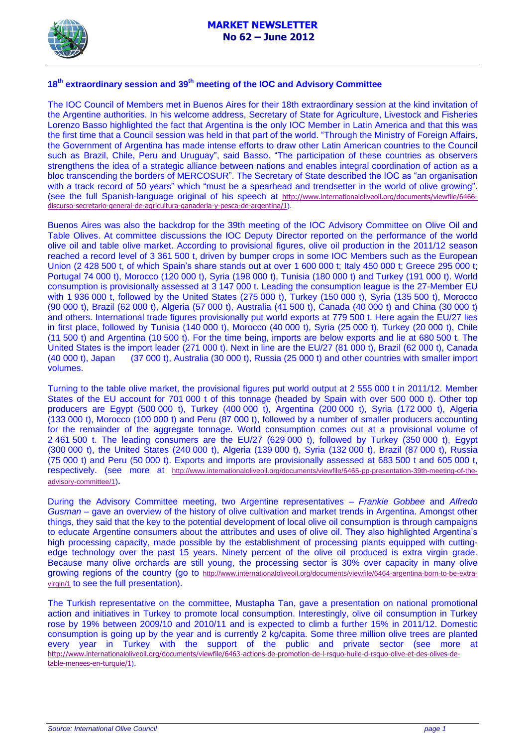# MARKET NEWSLETTER
## No 62 – June 2012

### 18th extraordinary session and 39th meeting of the IOC and Advisory Committee

The IOC Council of Members met in Buenos Aires for their 18th extraordinary session at the kind invitation of the Argentine authorities. In his welcome address, Secretary of State for Agriculture, Livestock and Fisheries Lorenzo Basso highlighted the fact that Argentina is the only IOC Member in Latin America and that this was the first time that a Council session was held in that part of the world. "Through the Ministry of Foreign Affairs, the Government of Argentina has made intense efforts to draw other Latin American countries to the Council such as Brazil, Chile, Peru and Uruguay", said Basso. "The participation of these countries as observers strengthens the idea of a strategic alliance between nations and enables integral coordination of action as a bloc transcending the borders of MERCOSUR". The Secretary of State described the IOC as "an organisation with a track record of 50 years" which "must be a spearhead and trendsetter in the world of olive growing". (see the full Spanish-language original of his speech at http://www.internationaloliveoil.org/documents/viewfile/6466-discurso-secretario-general-de-agricultura-ganaderia-y-pesca-de-argentina/1).

Buenos Aires was also the backdrop for the 39th meeting of the IOC Advisory Committee on Olive Oil and Table Olives. At committee discussions the IOC Deputy Director reported on the performance of the world olive oil and table olive market. According to provisional figures, olive oil production in the 2011/12 season reached a record level of 3 361 500 t, driven by bumper crops in some IOC Members such as the European Union (2 428 500 t, of which Spain's share stands out at over 1 600 000 t; Italy 450 000 t; Greece 295 000 t; Portugal 74 000 t), Morocco (120 000 t), Syria (198 000 t), Tunisia (180 000 t) and Turkey (191 000 t). World consumption is provisionally assessed at 3 147 000 t. Leading the consumption league is the 27-Member EU with 1 936 000 t, followed by the United States (275 000 t), Turkey (150 000 t), Syria (135 500 t), Morocco (90 000 t), Brazil (62 000 t), Algeria (57 000 t), Australia (41 500 t), Canada (40 000 t) and China (30 000 t) and others. International trade figures provisionally put world exports at 779 500 t. Here again the EU/27 lies in first place, followed by Tunisia (140 000 t), Morocco (40 000 t), Syria (25 000 t), Turkey (20 000 t), Chile (11 500 t) and Argentina (10 500 t). For the time being, imports are below exports and lie at 680 500 t. The United States is the import leader (271 000 t). Next in line are the EU/27 (81 000 t), Brazil (62 000 t), Canada (40 000 t), Japan (37 000 t), Australia (30 000 t), Russia (25 000 t) and other countries with smaller import volumes.

Turning to the table olive market, the provisional figures put world output at 2 555 000 t in 2011/12. Member States of the EU account for 701 000 t of this tonnage (headed by Spain with over 500 000 t). Other top producers are Egypt (500 000 t), Turkey (400 000 t), Argentina (200 000 t), Syria (172 000 t), Algeria (133 000 t), Morocco (100 000 t) and Peru (87 000 t), followed by a number of smaller producers accounting for the remainder of the aggregate tonnage. World consumption comes out at a provisional volume of 2 461 500 t. The leading consumers are the EU/27 (629 000 t), followed by Turkey (350 000 t), Egypt (300 000 t), the United States (240 000 t), Algeria (139 000 t), Syria (132 000 t), Brazil (87 000 t), Russia (75 000 t) and Peru (50 000 t). Exports and imports are provisionally assessed at 683 500 t and 605 000 t, respectively. (see more at http://www.internationaloliveoil.org/documents/viewfile/6465-pp-presentation-39th-meeting-of-the-advisory-committee/1).

During the Advisory Committee meeting, two Argentine representatives – *Frankie Gobbee* and *Alfredo Gusman* – gave an overview of the history of olive cultivation and market trends in Argentina. Amongst other things, they said that the key to the potential development of local olive oil consumption is through campaigns to educate Argentine consumers about the attributes and uses of olive oil. They also highlighted Argentina's high processing capacity, made possible by the establishment of processing plants equipped with cutting-edge technology over the past 15 years. Ninety percent of the olive oil produced is extra virgin grade. Because many olive orchards are still young, the processing sector is 30% over capacity in many olive growing regions of the country (go to http://www.internationaloliveoil.org/documents/viewfile/6464-argentina-born-to-be-extra-virgin/1 to see the full presentation).

The Turkish representative on the committee, Mustapha Tan, gave a presentation on national promotional action and initiatives in Turkey to promote local consumption. Interestingly, olive oil consumption in Turkey rose by 19% between 2009/10 and 2010/11 and is expected to climb a further 15% in 2011/12. Domestic consumption is going up by the year and is currently 2 kg/capita. Some three million olive trees are planted every year in Turkey with the support of the public and private sector (see more at http://www.internationaloliveoil.org/documents/viewfile/6463-actions-de-promotion-de-l-rsquo-huile-d-rsquo-olive-et-des-olives-de-table-menees-en-turquie/1).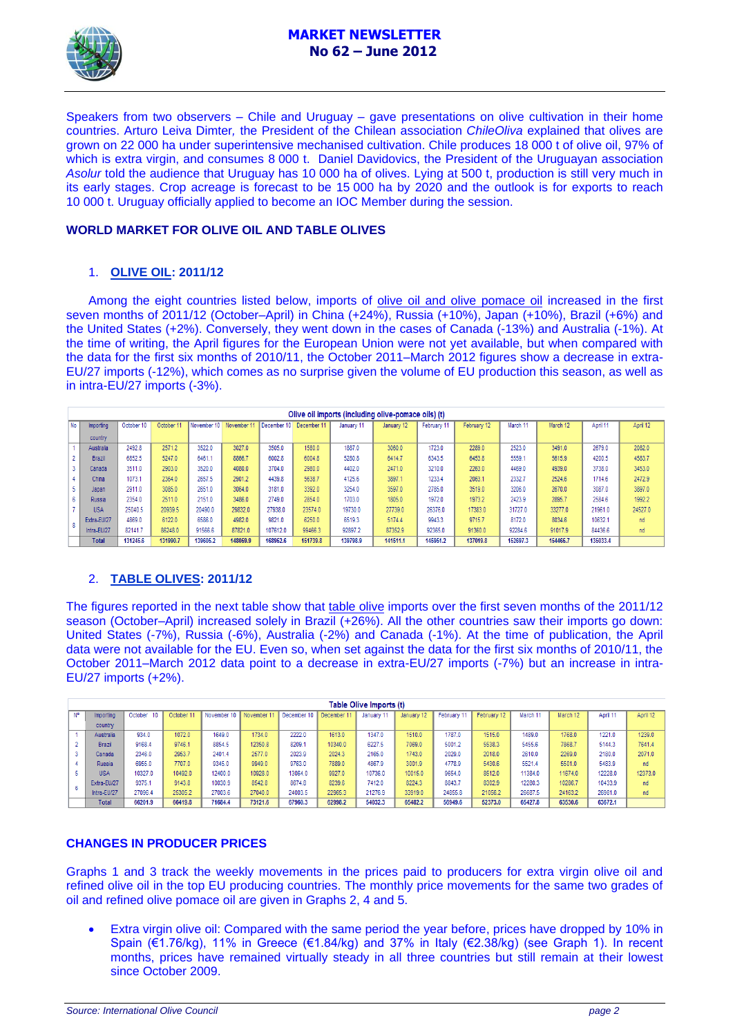Speakers from two observers – Chile and Uruguay – gave presentations on olive cultivation in their home countries. Arturo Leiva Dimter, the President of the Chilean association *ChileOliva* explained that olives are grown on 22 000 ha under superintensive mechanised cultivation. Chile produces 18 000 t of olive oil, 97% of which is extra virgin, and consumes 8 000 t. Daniel Davidovics, the President of the Uruguayan association *Asolur* told the audience that Uruguay has 10 000 ha of olives. Lying at 500 t, production is still very much in its early stages. Crop acreage is forecast to be 15 000 ha by 2020 and the outlook is for exports to reach 10 000 t. Uruguay officially applied to become an IOC Member during the session.

## WORLD MARKET FOR OLIVE OIL AND TABLE OLIVES

### 1. OLIVE OIL: 2011/12

Among the eight countries listed below, imports of olive oil and olive pomace oil increased in the first seven months of 2011/12 (October–April) in China (+24%), Russia (+10%), Japan (+10%), Brazil (+6%) and the United States (+2%). Conversely, they went down in the cases of Canada (-13%) and Australia (-1%). At the time of writing, the April figures for the European Union were not yet available, but when compared with the data for the first six months of 2010/11, the October 2011–March 2012 figures show a decrease in extra-EU/27 imports (-12%), which comes as no surprise given the volume of EU production this season, as well as in intra-EU/27 imports (-3%).

**Olive oil imports (including olive-pomace oils) (t)**

| No | Importing country | October 10 | October 11 | November 10 | November 11 | December 10 | December 11 | January 11 | January 12 | February 11 | February 12 | March 11 | March 12 | April 11 | April 12 |
|---|---|---|---|---|---|---|---|---|---|---|---|---|---|---|---|
| 1 | Australia | 2492.8 | 2571.2 | 3522.0 | 3027.0 | 3505.0 | 1580.0 | 1887.0 | 3060.0 | 1723.0 | 2289.0 | 2523.0 | 3491.0 | 2679.0 | 2082.0 |
| 2 | Brazil | 6852.5 | 5247.0 | 6461.1 | 8866.7 | 6002.8 | 6004.8 | 5280.8 | 6414.7 | 6343.5 | 6453.8 | 5559.1 | 5615.9 | 4200.5 | 4583.7 |
| 3 | Canada | 3511.0 | 2903.0 | 3520.0 | 4080.0 | 3704.0 | 2980.0 | 4402.0 | 2471.0 | 3210.0 | 2263.0 | 4469.0 | 4939.0 | 3738.0 | 3453.0 |
| 4 | China | 1073.1 | 2364.0 | 2657.5 | 2901.2 | 4439.8 | 5638.7 | 4125.6 | 3897.1 | 1233.4 | 2063.1 | 2332.7 | 2524.6 | 1714.6 | 2472.9 |
| 5 | Japan | 2911.0 | 3085.0 | 2651.0 | 3064.0 | 3181.0 | 3392.0 | 3254.0 | 3597.0 | 2785.0 | 3519.0 | 3206.0 | 2670.0 | 3087.0 | 3897.0 |
| 6 | Russia | 2354.0 | 2511.0 | 2151.0 | 3486.0 | 2749.0 | 2854.0 | 1703.0 | 1805.0 | 1972.0 | 1973.2 | 2423.9 | 2895.7 | 2584.6 | 1992.2 |
| 7 | USA | 25040.5 | 20939.5 | 20490.0 | 29832.0 | 27938.0 | 23574.0 | 19730.0 | 27739.0 | 26376.0 | 17383.0 | 31727.0 | 33277.0 | 21961.0 | 24527.0 |
| 8 | Extra-EU/27 | 4869.0 | 6122.0 | 6586.0 | 4982.0 | 9821.0 | 6250.0 | 6519.3 | 5174.4 | 9943.3 | 9715.7 | 8172.0 | 8034.6 | 10632.1 | nd |
| | Intra-EU/27 | 82141.7 | 86248.0 | 91566.6 | 87821.0 | 107612.0 | 99466.3 | 92897.2 | 87352.9 | 92365.0 | 91360.0 | 92284.6 | 91017.9 | 84436.6 | nd |
| | **Total** | **131245.6** | **131990.7** | **139605.2** | **148059.9** | **168952.6** | **151739.8** | **139798.9** | **141511.1** | **145951.2** | **137019.8** | **152697.3** | **154466.7** | **135033.4** | |

### 2. TABLE OLIVES: 2011/12

The figures reported in the next table show that table olive imports over the first seven months of the 2011/12 season (October–April) increased solely in Brazil (+26%). All the other countries saw their imports go down: United States (-7%), Russia (-6%), Australia (-2%) and Canada (-1%). At the time of publication, the April data were not available for the EU. Even so, when set against the data for the first six months of 2010/11, the October 2011–March 2012 data point to a decrease in extra-EU/27 imports (-7%) but an increase in intra-EU/27 imports (+2%).

**Table Olive Imports (t)**

| Nº | Importing country | October 10 | October 11 | November 10 | November 11 | December 10 | December 11 | January 11 | January 12 | February 11 | February 12 | March 11 | March 12 | April 11 | April 12 |
|---|---|---|---|---|---|---|---|---|---|---|---|---|---|---|---|
| 1 | Australia | 934.0 | 1072.0 | 1649.0 | 1734.0 | 2222.0 | 1613.0 | 1347.0 | 1510.0 | 1787.0 | 1515.0 | 1489.0 | 1768.0 | 1221.0 | 1239.0 |
| 2 | Brazil | 9168.4 | 9746.1 | 8854.5 | 12350.8 | 8209.1 | 10340.0 | 6227.5 | 7069.0 | 5001.2 | 5538.3 | 5455.6 | 7868.7 | 5144.3 | 7641.4 |
| 3 | Canada | 2346.0 | 2953.7 | 2401.4 | 2577.0 | 2029.9 | 2024.3 | 2165.0 | 1743.0 | 2029.0 | 2018.0 | 2610.0 | 2269.0 | 2180.0 | 2071.0 |
| 4 | Russia | 6955.0 | 7767.0 | 8345.0 | 8949.0 | 8763.0 | 7889.0 | 4867.9 | 3001.9 | 4778.9 | 5430.6 | 5521.4 | 5501.0 | 5483.9 | nd |
| 5 | USA | 10327.0 | 10492.0 | 12400.0 | 10928.0 | 13864.0 | 9927.0 | 10736.0 | 10015.0 | 9654.0 | 8512.0 | 11384.0 | 11674.0 | 12228.0 | 12373.0 |
| 6 | Extra-EU/27 | 9375.1 | 9143.8 | 10030.9 | 8542.8 | 8874.8 | 8239.6 | 7412.0 | 8224.3 | 8843.7 | 8302.9 | 12280.3 | 10286.7 | 10433.9 | nd |
| | Intra-EU/27 | 27096.4 | 25305.2 | 27003.6 | 27040.0 | 24003.5 | 22965.3 | 21276.9 | 23919.0 | 24855.8 | 21056.2 | 26687.5 | 24163.2 | 26981.0 | nd |
| | **Total** | **66201.9** | **66419.8** | **71684.4** | **73121.6** | **67960.3** | **62998.2** | **54032.3** | **55482.2** | **56949.6** | **52373.0** | **65427.8** | **63530.6** | **63672.1** | |

## CHANGES IN PRODUCER PRICES

Graphs 1 and 3 track the weekly movements in the prices paid to producers for extra virgin olive oil and refined olive oil in the top EU producing countries. The monthly price movements for the same two grades of oil and refined olive pomace oil are given in Graphs 2, 4 and 5.

- Extra virgin olive oil: Compared with the same period the year before, prices have dropped by 10% in Spain (€1.76/kg), 11% in Greece (€1.84/kg) and 37% in Italy (€2.38/kg) (see Graph 1). In recent months, prices have remained virtually steady in all three countries but still remain at their lowest since October 2009.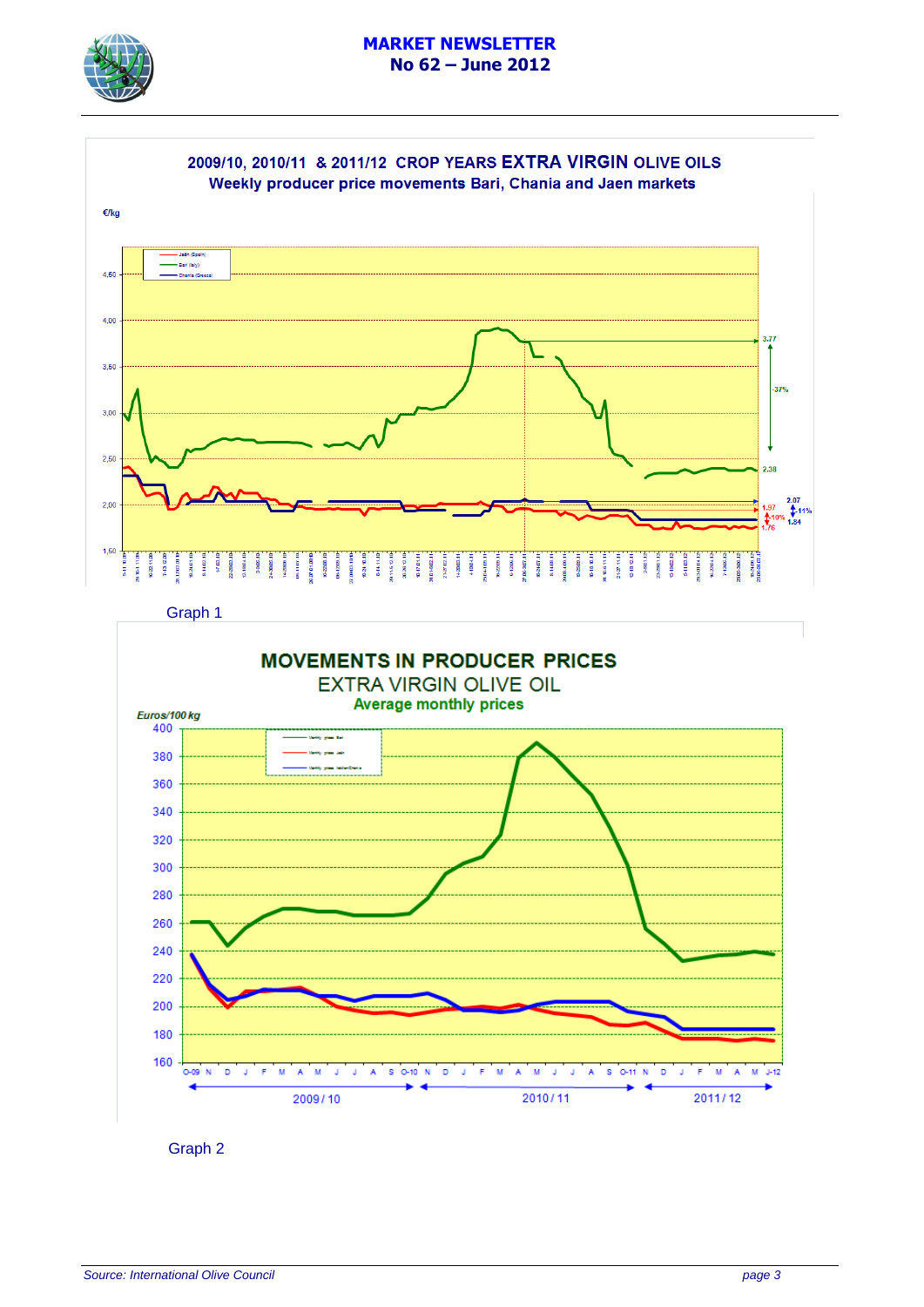## 2009/10, 2010/11 & 2011/12 CROP YEARS EXTRA VIRGIN OLIVE OILS

### Weekly producer price movements Bari, Chania and Jaen markets

Graph 1

## MOVEMENTS IN PRODUCER PRICES

### EXTRA VIRGIN OLIVE OIL

### Average monthly prices

Graph 2

*Source: International Olive Council*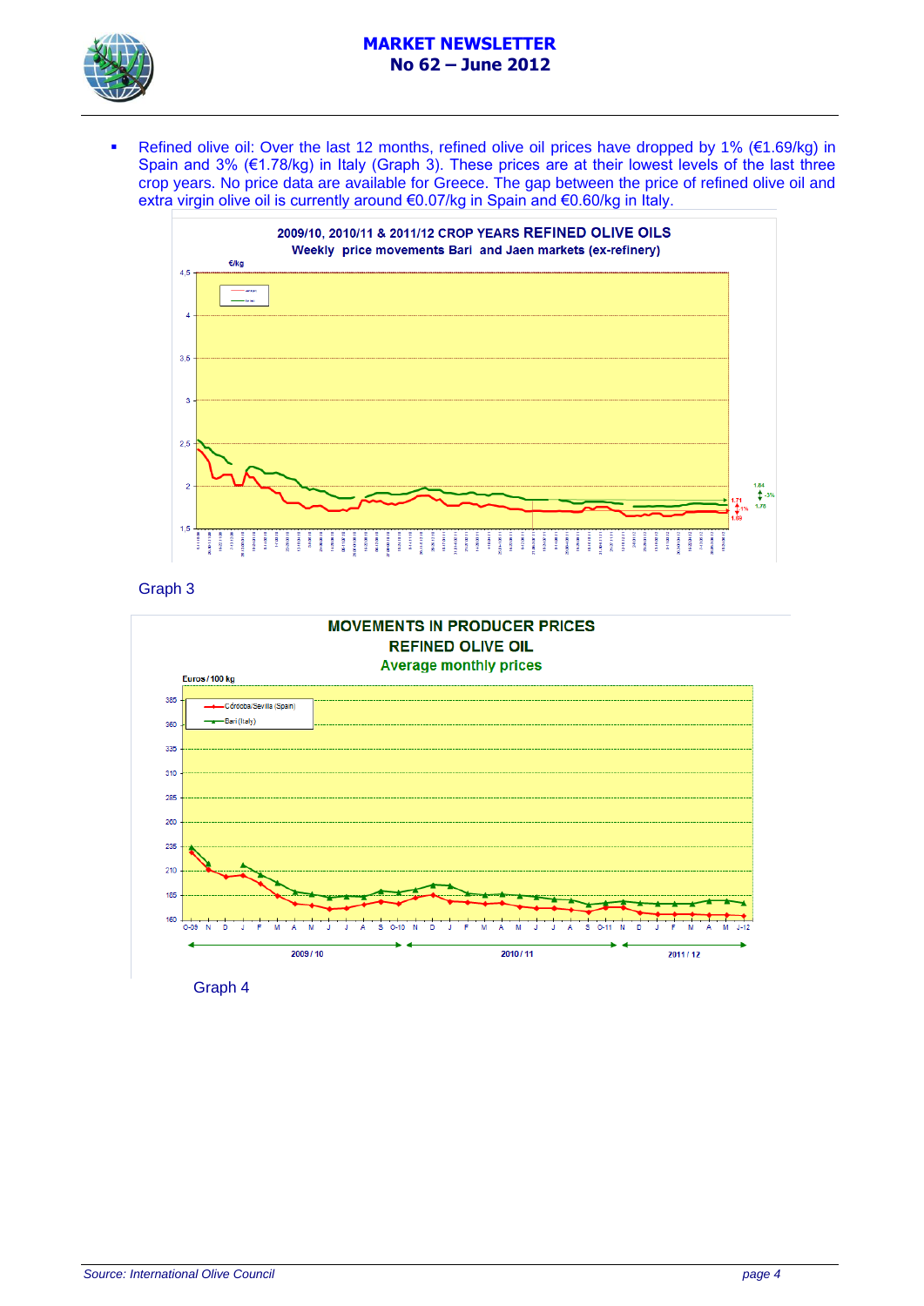- Refined olive oil: Over the last 12 months, refined olive oil prices have dropped by 1% (€1.69/kg) in Spain and 3% (€1.78/kg) in Italy (Graph 3). These prices are at their lowest levels of the last three crop years. No price data are available for Greece. The gap between the price of refined olive oil and extra virgin olive oil is currently around €0.07/kg in Spain and €0.60/kg in Italy.

**2009/10, 2010/11 & 2011/12 CROP YEARS REFINED OLIVE OILS**
**Weekly price movements Bari and Jaen markets (ex-refinery)**

Graph 3

**MOVEMENTS IN PRODUCER PRICES**
**REFINED OLIVE OIL**
**Average monthly prices**

Graph 4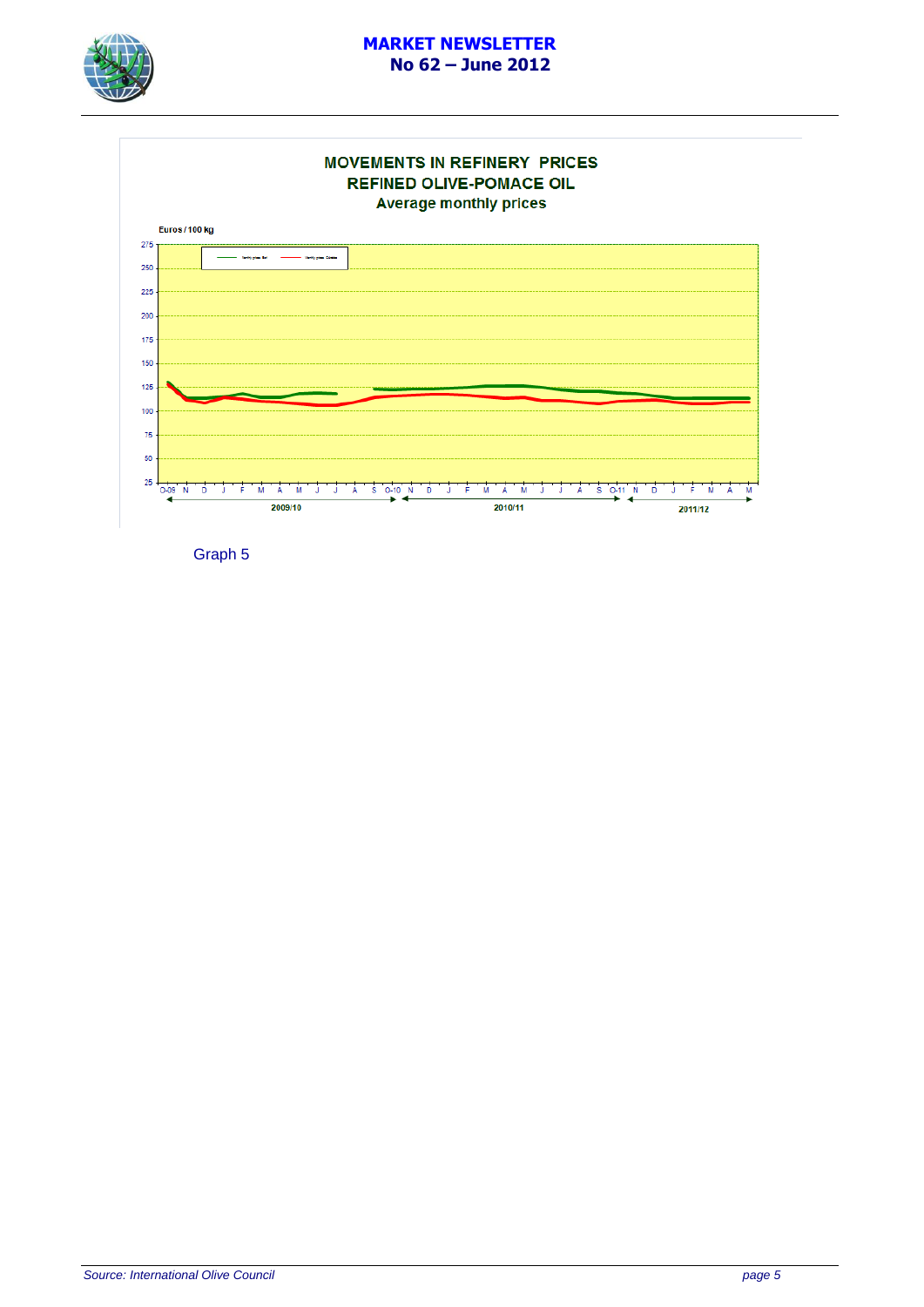MOVEMENTS IN REFINERY PRICES
REFINED OLIVE-POMACE OIL
Average monthly prices

Euros / 100 kg

275
250
225
200
175
150
125
100
75
50
25

O-09 N D J F M A M J J A S O-10 N D J F M A M J J A S O-11 N D J F M A M

2009/10
2010/11
2011/12

Graph 5